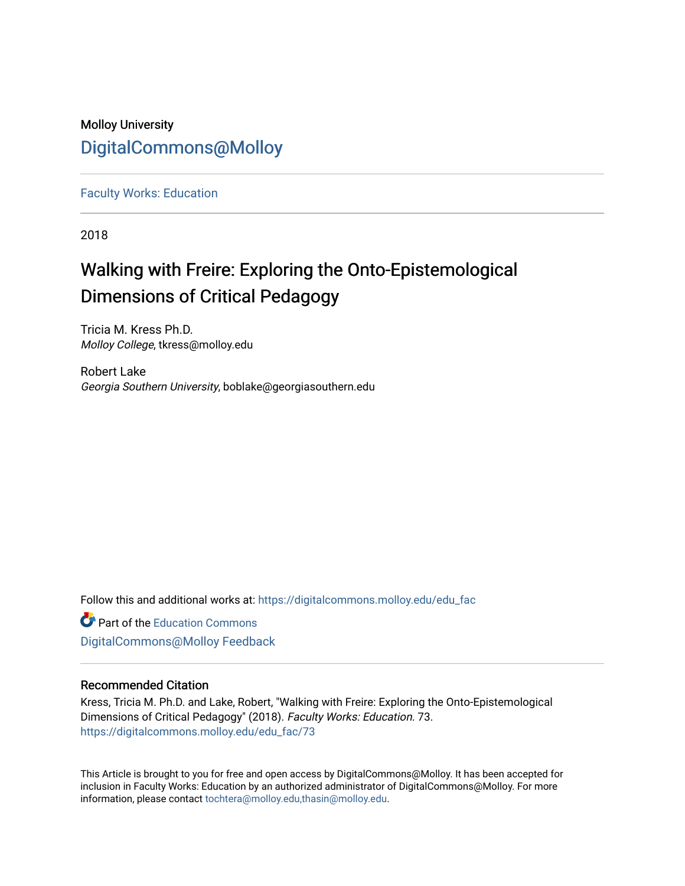Molloy University

DigitalCommons@Molloy

Faculty Works: Education

2018

# Walking with Freire: Exploring the Onto-Epistemological Dimensions of Critical Pedagogy

Tricia M. Kress Ph.D.
*Molloy College*, tkress@molloy.edu

Robert Lake
*Georgia Southern University*, boblake@georgiasouthern.edu

Follow this and additional works at: https://digitalcommons.molloy.edu/edu_fac

Part of the Education Commons

DigitalCommons@Molloy Feedback

### Recommended Citation

Kress, Tricia M. Ph.D. and Lake, Robert, "Walking with Freire: Exploring the Onto-Epistemological Dimensions of Critical Pedagogy" (2018). *Faculty Works: Education*. 73.
https://digitalcommons.molloy.edu/edu_fac/73

This Article is brought to you for free and open access by DigitalCommons@Molloy. It has been accepted for inclusion in Faculty Works: Education by an authorized administrator of DigitalCommons@Molloy. For more information, please contact tochtera@molloy.edu,thasin@molloy.edu.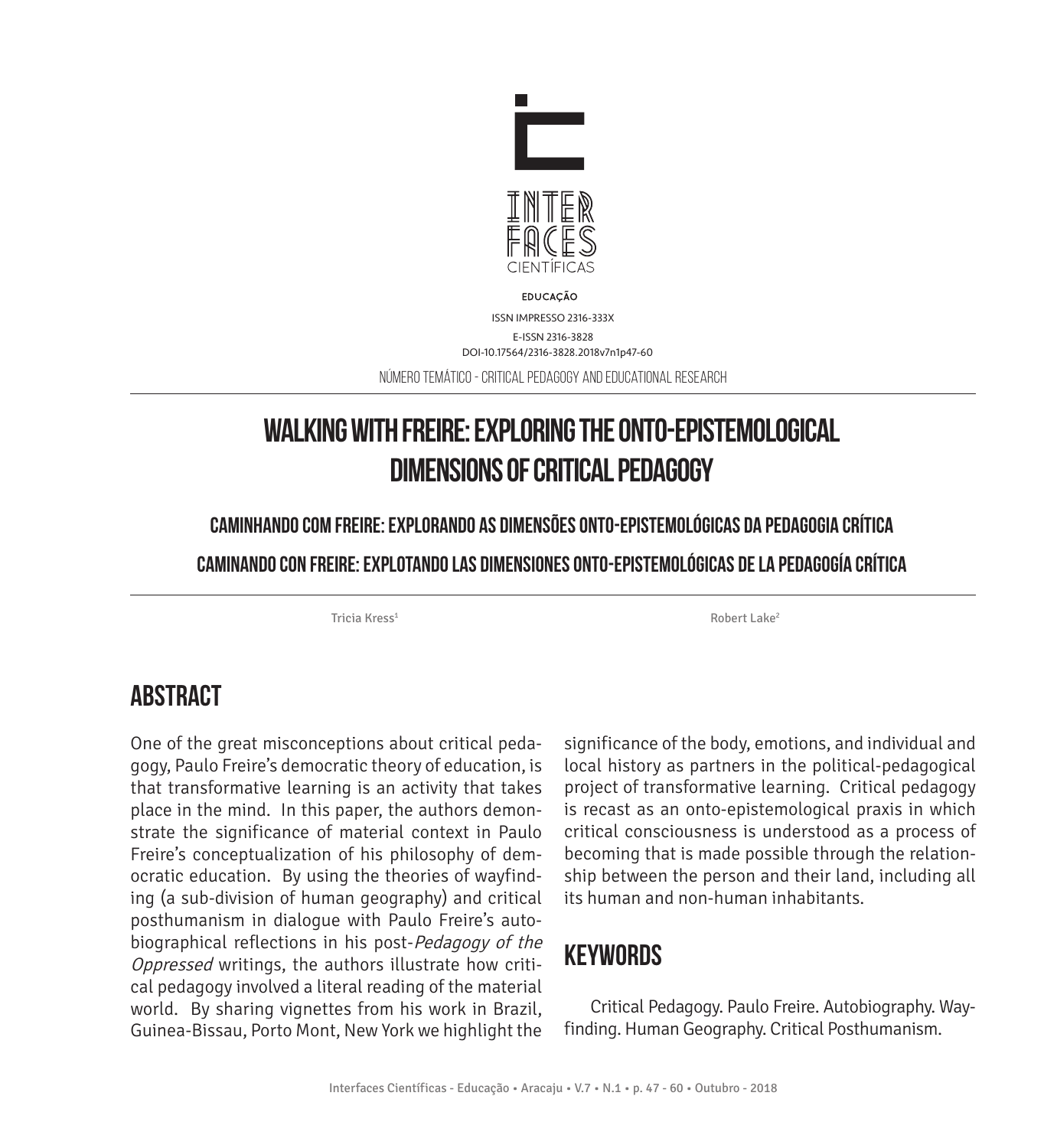EDUCAÇÃO

ISSN IMPRESSO 2316-333X

E-ISSN 2316-3828

DOI-10.17564/2316-3828.2018v7n1p47-60

NÚMERO TEMÁTICO - CRITICAL PEDAGOGY AND EDUCATIONAL RESEARCH

# WALKING WITH FREIRE: EXPLORING THE ONTO-EPISTEMOLOGICAL DIMENSIONS OF CRITICAL PEDAGOGY

### CAMINHANDO COM FREIRE: EXPLORANDO AS DIMENSÕES ONTO-EPISTEMOLÓGICAS DA PEDAGOGIA CRÍTICA

### CAMINANDO CON FREIRE: EXPLOTANDO LAS DIMENSIONES ONTO-EPISTEMOLÓGICAS DE LA PEDAGOGÍA CRÍTICA

Tricia Kress[1]

Robert Lake[2]

## ABSTRACT

One of the great misconceptions about critical pedagogy, Paulo Freire's democratic theory of education, is that transformative learning is an activity that takes place in the mind. In this paper, the authors demonstrate the significance of material context in Paulo Freire's conceptualization of his philosophy of democratic education. By using the theories of wayfinding (a sub-division of human geography) and critical posthumanism in dialogue with Paulo Freire's autobiographical reflections in his post-*Pedagogy of the Oppressed* writings, the authors illustrate how critical pedagogy involved a literal reading of the material world. By sharing vignettes from his work in Brazil, Guinea-Bissau, Porto Mont, New York we highlight the significance of the body, emotions, and individual and local history as partners in the political-pedagogical project of transformative learning. Critical pedagogy is recast as an onto-epistemological praxis in which critical consciousness is understood as a process of becoming that is made possible through the relationship between the person and their land, including all its human and non-human inhabitants.

## KEYWORDS

Critical Pedagogy. Paulo Freire. Autobiography. Wayfinding. Human Geography. Critical Posthumanism.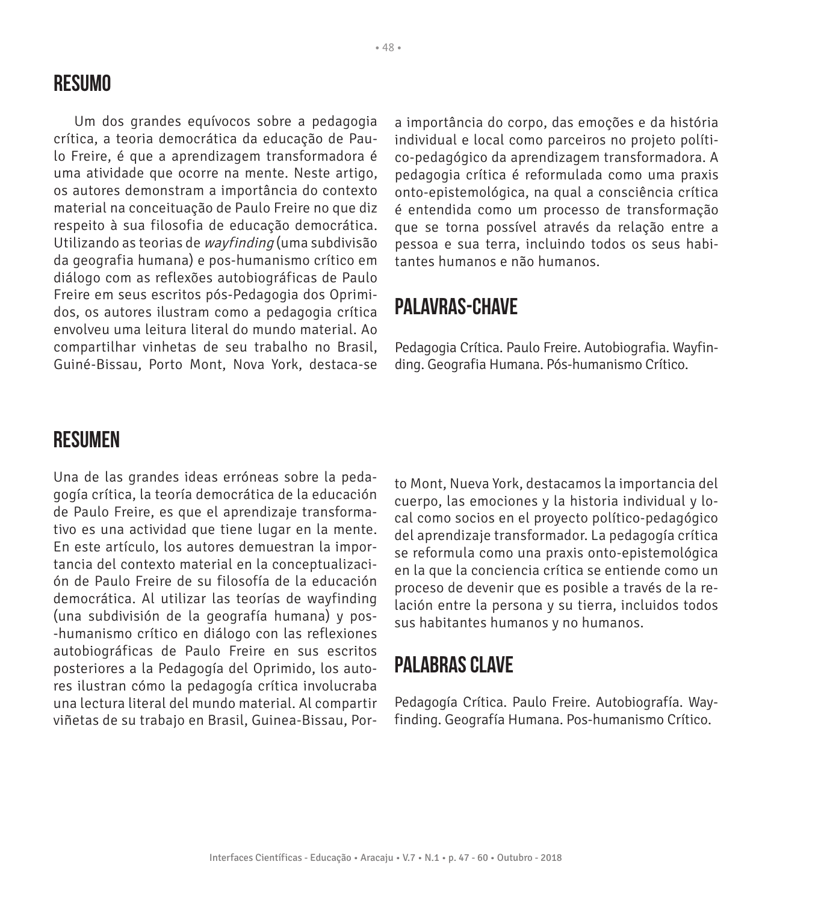## RESUMO

Um dos grandes equívocos sobre a pedagogia crítica, a teoria democrática da educação de Paulo Freire, é que a aprendizagem transformadora é uma atividade que ocorre na mente. Neste artigo, os autores demonstram a importância do contexto material na conceituação de Paulo Freire no que diz respeito à sua filosofia de educação democrática. Utilizando as teorias de *wayfinding* (uma subdivisão da geografia humana) e pos-humanismo crítico em diálogo com as reflexões autobiográficas de Paulo Freire em seus escritos pós-Pedagogia dos Oprimidos, os autores ilustram como a pedagogia crítica envolveu uma leitura literal do mundo material. Ao compartilhar vinhetas de seu trabalho no Brasil, Guiné-Bissau, Porto Mont, Nova York, destaca-se a importância do corpo, das emoções e da história individual e local como parceiros no projeto político-pedagógico da aprendizagem transformadora. A pedagogia crítica é reformulada como uma praxis onto-epistemológica, na qual a consciência crítica é entendida como um processo de transformação que se torna possível através da relação entre a pessoa e sua terra, incluindo todos os seus habitantes humanos e não humanos.

## PALAVRAS-CHAVE

Pedagogia Crítica. Paulo Freire. Autobiografia. Wayfinding. Geografia Humana. Pós-humanismo Crítico.

## RESUMEN

Una de las grandes ideas erróneas sobre la pedagogía crítica, la teoría democrática de la educación de Paulo Freire, es que el aprendizaje transformativo es una actividad que tiene lugar en la mente. En este artículo, los autores demuestran la importancia del contexto material en la conceptualización de Paulo Freire de su filosofía de la educación democrática. Al utilizar las teorías de wayfinding (una subdivisión de la geografía humana) y pos-humanismo crítico en diálogo con las reflexiones autobiográficas de Paulo Freire en sus escritos posteriores a la Pedagogía del Oprimido, los autores ilustran cómo la pedagogía crítica involucraba una lectura literal del mundo material. Al compartir viñetas de su trabajo en Brasil, Guinea-Bissau, Porto Mont, Nueva York, destacamos la importancia del cuerpo, las emociones y la historia individual y local como socios en el proyecto político-pedagógico del aprendizaje transformador. La pedagogía crítica se reformula como una praxis onto-epistemológica en la que la conciencia crítica se entiende como un proceso de devenir que es posible a través de la relación entre la persona y su tierra, incluidos todos sus habitantes humanos y no humanos.

## PALABRAS CLAVE

Pedagogía Crítica. Paulo Freire. Autobiografía. Wayfinding. Geografía Humana. Pos-humanismo Crítico.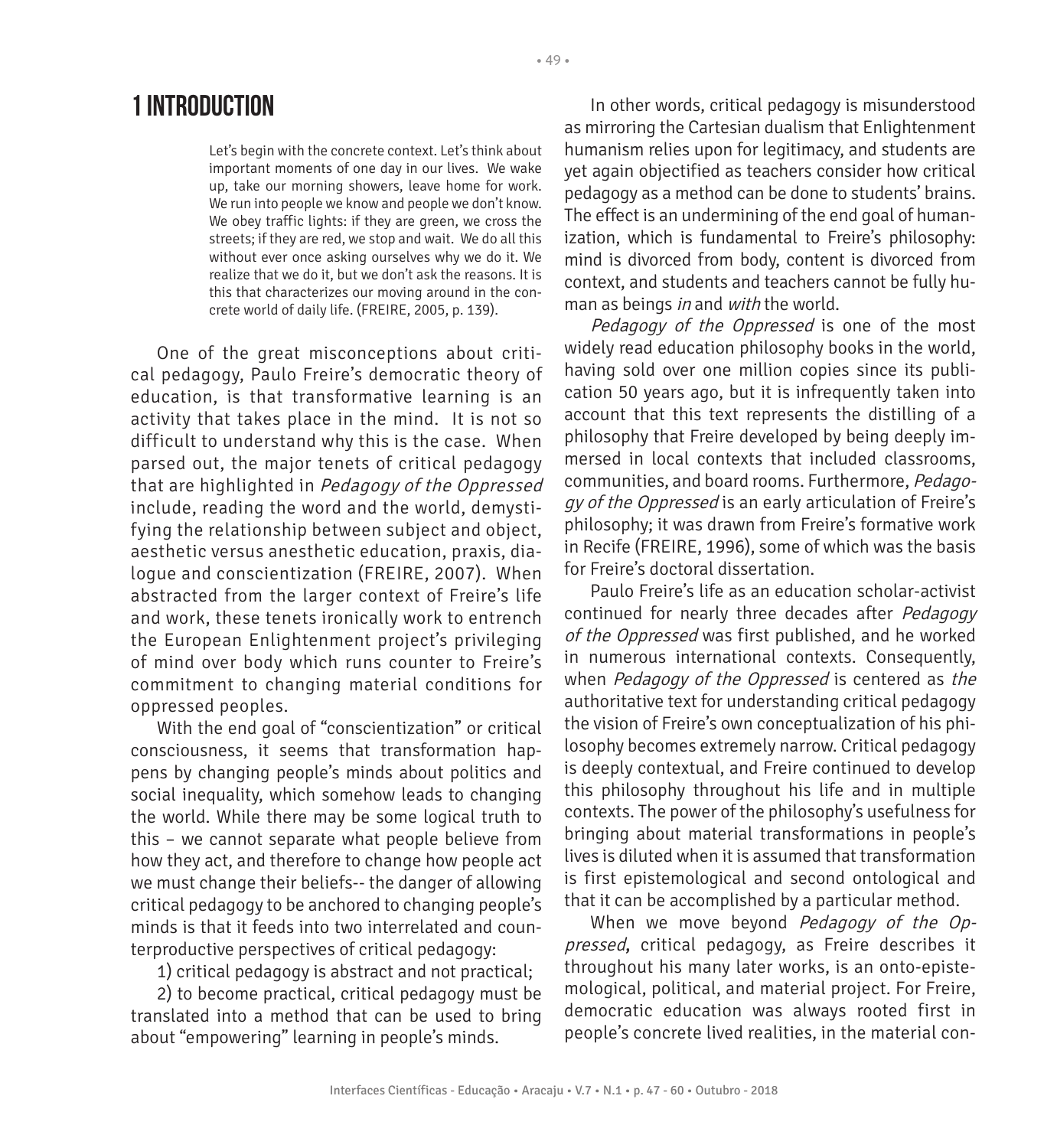# 1 INTRODUCTION

> Let's begin with the concrete context. Let's think about important moments of one day in our lives. We wake up, take our morning showers, leave home for work. We run into people we know and people we don't know. We obey traffic lights: if they are green, we cross the streets; if they are red, we stop and wait. We do all this without ever once asking ourselves why we do it. We realize that we do it, but we don't ask the reasons. It is this that characterizes our moving around in the concrete world of daily life. (FREIRE, 2005, p. 139).

One of the great misconceptions about critical pedagogy, Paulo Freire's democratic theory of education, is that transformative learning is an activity that takes place in the mind. It is not so difficult to understand why this is the case. When parsed out, the major tenets of critical pedagogy that are highlighted in *Pedagogy of the Oppressed* include, reading the word and the world, demystifying the relationship between subject and object, aesthetic versus anesthetic education, praxis, dialogue and conscientization (FREIRE, 2007). When abstracted from the larger context of Freire's life and work, these tenets ironically work to entrench the European Enlightenment project's privileging of mind over body which runs counter to Freire's commitment to changing material conditions for oppressed peoples.

With the end goal of "conscientization" or critical consciousness, it seems that transformation happens by changing people's minds about politics and social inequality, which somehow leads to changing the world. While there may be some logical truth to this – we cannot separate what people believe from how they act, and therefore to change how people act we must change their beliefs-- the danger of allowing critical pedagogy to be anchored to changing people's minds is that it feeds into two interrelated and counterproductive perspectives of critical pedagogy:

1) critical pedagogy is abstract and not practical;

2) to become practical, critical pedagogy must be translated into a method that can be used to bring about "empowering" learning in people's minds.

In other words, critical pedagogy is misunderstood as mirroring the Cartesian dualism that Enlightenment humanism relies upon for legitimacy, and students are yet again objectified as teachers consider how critical pedagogy as a method can be done to students' brains. The effect is an undermining of the end goal of humanization, which is fundamental to Freire's philosophy: mind is divorced from body, content is divorced from context, and students and teachers cannot be fully human as beings *in* and *with* the world.

*Pedagogy of the Oppressed* is one of the most widely read education philosophy books in the world, having sold over one million copies since its publication 50 years ago, but it is infrequently taken into account that this text represents the distilling of a philosophy that Freire developed by being deeply immersed in local contexts that included classrooms, communities, and board rooms. Furthermore, *Pedagogy of the Oppressed* is an early articulation of Freire's philosophy; it was drawn from Freire's formative work in Recife (FREIRE, 1996), some of which was the basis for Freire's doctoral dissertation.

Paulo Freire's life as an education scholar-activist continued for nearly three decades after *Pedagogy of the Oppressed* was first published, and he worked in numerous international contexts. Consequently, when *Pedagogy of the Oppressed* is centered as *the* authoritative text for understanding critical pedagogy the vision of Freire's own conceptualization of his philosophy becomes extremely narrow. Critical pedagogy is deeply contextual, and Freire continued to develop this philosophy throughout his life and in multiple contexts. The power of the philosophy's usefulness for bringing about material transformations in people's lives is diluted when it is assumed that transformation is first epistemological and second ontological and that it can be accomplished by a particular method.

When we move beyond *Pedagogy of the Oppressed*, critical pedagogy, as Freire describes it throughout his many later works, is an onto-epistemological, political, and material project. For Freire, democratic education was always rooted first in people's concrete lived realities, in the material con-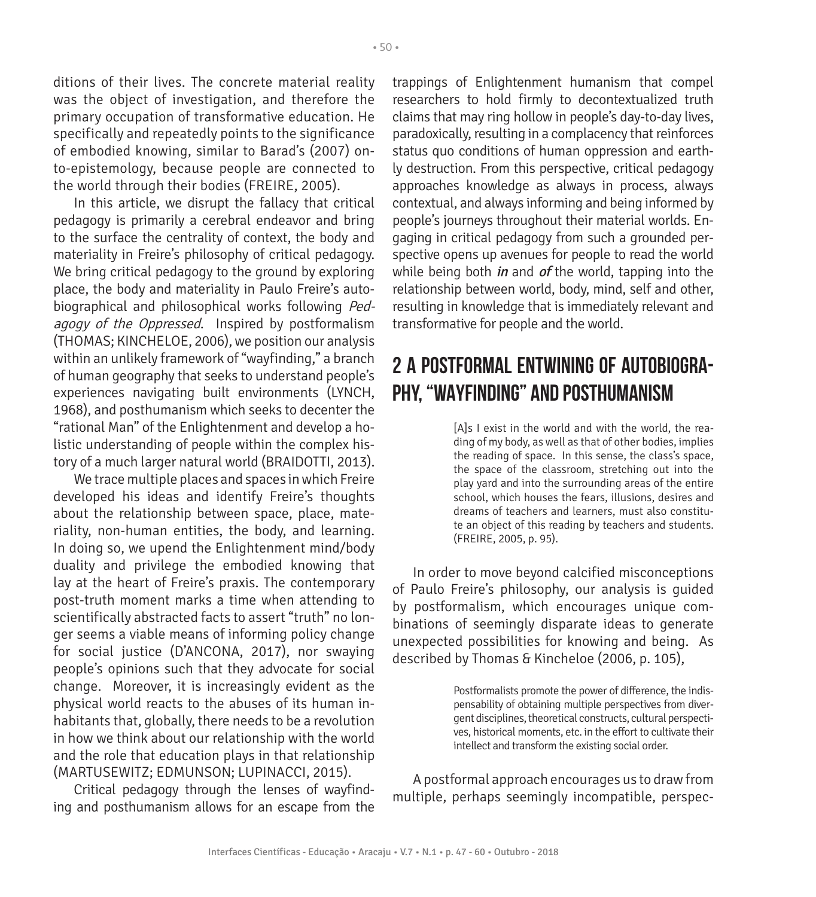ditions of their lives. The concrete material reality was the object of investigation, and therefore the primary occupation of transformative education. He specifically and repeatedly points to the significance of embodied knowing, similar to Barad's (2007) onto-epistemology, because people are connected to the world through their bodies (FREIRE, 2005).

In this article, we disrupt the fallacy that critical pedagogy is primarily a cerebral endeavor and bring to the surface the centrality of context, the body and materiality in Freire's philosophy of critical pedagogy. We bring critical pedagogy to the ground by exploring place, the body and materiality in Paulo Freire's autobiographical and philosophical works following *Pedagogy of the Oppressed*. Inspired by postformalism (THOMAS; KINCHELOE, 2006), we position our analysis within an unlikely framework of "wayfinding," a branch of human geography that seeks to understand people's experiences navigating built environments (LYNCH, 1968), and posthumanism which seeks to decenter the "rational Man" of the Enlightenment and develop a holistic understanding of people within the complex history of a much larger natural world (BRAIDOTTI, 2013).

We trace multiple places and spaces in which Freire developed his ideas and identify Freire's thoughts about the relationship between space, place, materiality, non-human entities, the body, and learning. In doing so, we upend the Enlightenment mind/body duality and privilege the embodied knowing that lay at the heart of Freire's praxis. The contemporary post-truth moment marks a time when attending to scientifically abstracted facts to assert "truth" no longer seems a viable means of informing policy change for social justice (D'ANCONA, 2017), nor swaying people's opinions such that they advocate for social change. Moreover, it is increasingly evident as the physical world reacts to the abuses of its human inhabitants that, globally, there needs to be a revolution in how we think about our relationship with the world and the role that education plays in that relationship (MARTUSEWITZ; EDMUNSON; LUPINACCI, 2015).

Critical pedagogy through the lenses of wayfinding and posthumanism allows for an escape from the trappings of Enlightenment humanism that compel researchers to hold firmly to decontextualized truth claims that may ring hollow in people's day-to-day lives, paradoxically, resulting in a complacency that reinforces status quo conditions of human oppression and earthly destruction. From this perspective, critical pedagogy approaches knowledge as always in process, always contextual, and always informing and being informed by people's journeys throughout their material worlds. Engaging in critical pedagogy from such a grounded perspective opens up avenues for people to read the world while being both ***in*** and ***of*** the world, tapping into the relationship between world, body, mind, self and other, resulting in knowledge that is immediately relevant and transformative for people and the world.

## 2 A POSTFORMAL ENTWINING OF AUTOBIOGRAPHY, "WAYFINDING" AND POSTHUMANISM

> [A]s I exist in the world and with the world, the reading of my body, as well as that of other bodies, implies the reading of space. In this sense, the class's space, the space of the classroom, stretching out into the play yard and into the surrounding areas of the entire school, which houses the fears, illusions, desires and dreams of teachers and learners, must also constitute an object of this reading by teachers and students. (FREIRE, 2005, p. 95).

In order to move beyond calcified misconceptions of Paulo Freire's philosophy, our analysis is guided by postformalism, which encourages unique combinations of seemingly disparate ideas to generate unexpected possibilities for knowing and being. As described by Thomas & Kincheloe (2006, p. 105),

> Postformalists promote the power of difference, the indispensability of obtaining multiple perspectives from divergent disciplines, theoretical constructs, cultural perspectives, historical moments, etc. in the effort to cultivate their intellect and transform the existing social order.

A postformal approach encourages us to draw from multiple, perhaps seemingly incompatible, perspec-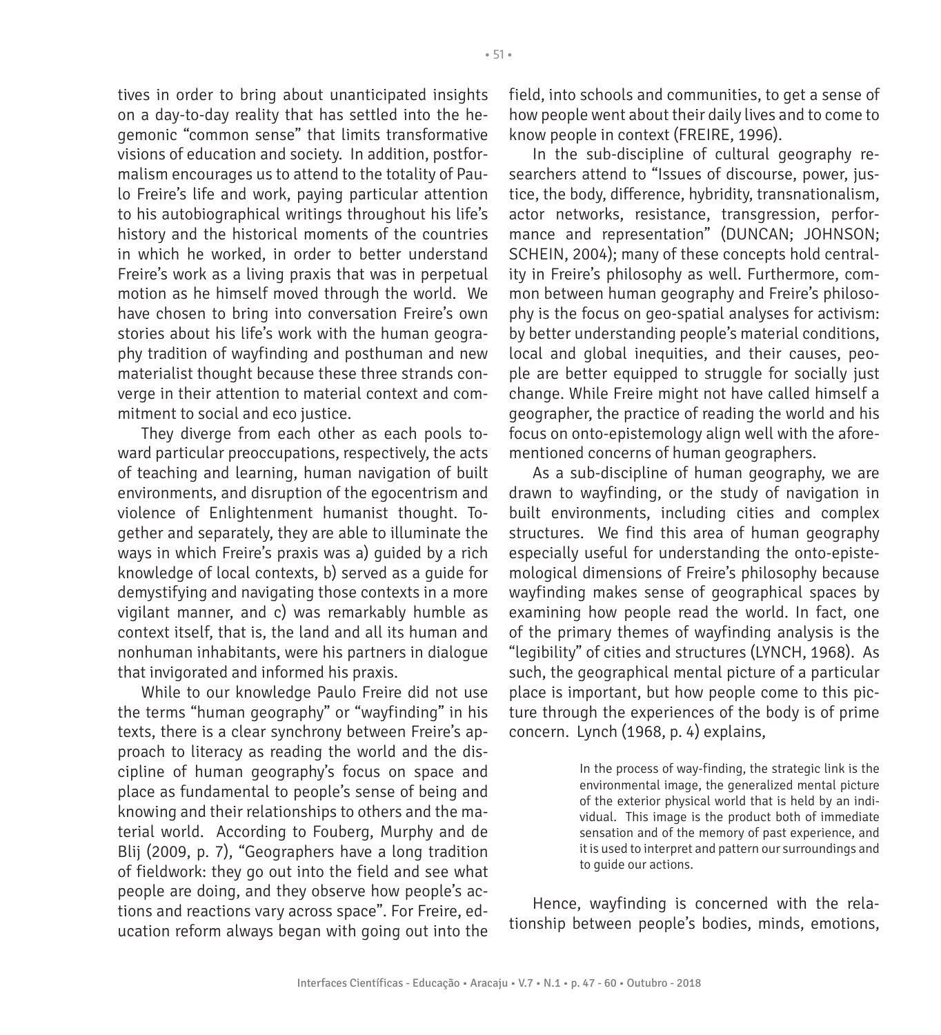tives in order to bring about unanticipated insights on a day-to-day reality that has settled into the hegemonic "common sense" that limits transformative visions of education and society. In addition, postformalism encourages us to attend to the totality of Paulo Freire's life and work, paying particular attention to his autobiographical writings throughout his life's history and the historical moments of the countries in which he worked, in order to better understand Freire's work as a living praxis that was in perpetual motion as he himself moved through the world. We have chosen to bring into conversation Freire's own stories about his life's work with the human geography tradition of wayfinding and posthuman and new materialist thought because these three strands converge in their attention to material context and commitment to social and eco justice.

They diverge from each other as each pools toward particular preoccupations, respectively, the acts of teaching and learning, human navigation of built environments, and disruption of the egocentrism and violence of Enlightenment humanist thought. Together and separately, they are able to illuminate the ways in which Freire's praxis was a) guided by a rich knowledge of local contexts, b) served as a guide for demystifying and navigating those contexts in a more vigilant manner, and c) was remarkably humble as context itself, that is, the land and all its human and nonhuman inhabitants, were his partners in dialogue that invigorated and informed his praxis.

While to our knowledge Paulo Freire did not use the terms "human geography" or "wayfinding" in his texts, there is a clear synchrony between Freire's approach to literacy as reading the world and the discipline of human geography's focus on space and place as fundamental to people's sense of being and knowing and their relationships to others and the material world. According to Fouberg, Murphy and de Blij (2009, p. 7), "Geographers have a long tradition of fieldwork: they go out into the field and see what people are doing, and they observe how people's actions and reactions vary across space". For Freire, education reform always began with going out into the field, into schools and communities, to get a sense of how people went about their daily lives and to come to know people in context (FREIRE, 1996).

In the sub-discipline of cultural geography researchers attend to "Issues of discourse, power, justice, the body, difference, hybridity, transnationalism, actor networks, resistance, transgression, performance and representation" (DUNCAN; JOHNSON; SCHEIN, 2004); many of these concepts hold centrality in Freire's philosophy as well. Furthermore, common between human geography and Freire's philosophy is the focus on geo-spatial analyses for activism: by better understanding people's material conditions, local and global inequities, and their causes, people are better equipped to struggle for socially just change. While Freire might not have called himself a geographer, the practice of reading the world and his focus on onto-epistemology align well with the aforementioned concerns of human geographers.

As a sub-discipline of human geography, we are drawn to wayfinding, or the study of navigation in built environments, including cities and complex structures. We find this area of human geography especially useful for understanding the onto-epistemological dimensions of Freire's philosophy because wayfinding makes sense of geographical spaces by examining how people read the world. In fact, one of the primary themes of wayfinding analysis is the "legibility" of cities and structures (LYNCH, 1968). As such, the geographical mental picture of a particular place is important, but how people come to this picture through the experiences of the body is of prime concern. Lynch (1968, p. 4) explains,

> In the process of way-finding, the strategic link is the environmental image, the generalized mental picture of the exterior physical world that is held by an individual. This image is the product both of immediate sensation and of the memory of past experience, and it is used to interpret and pattern our surroundings and to guide our actions.

Hence, wayfinding is concerned with the relationship between people's bodies, minds, emotions,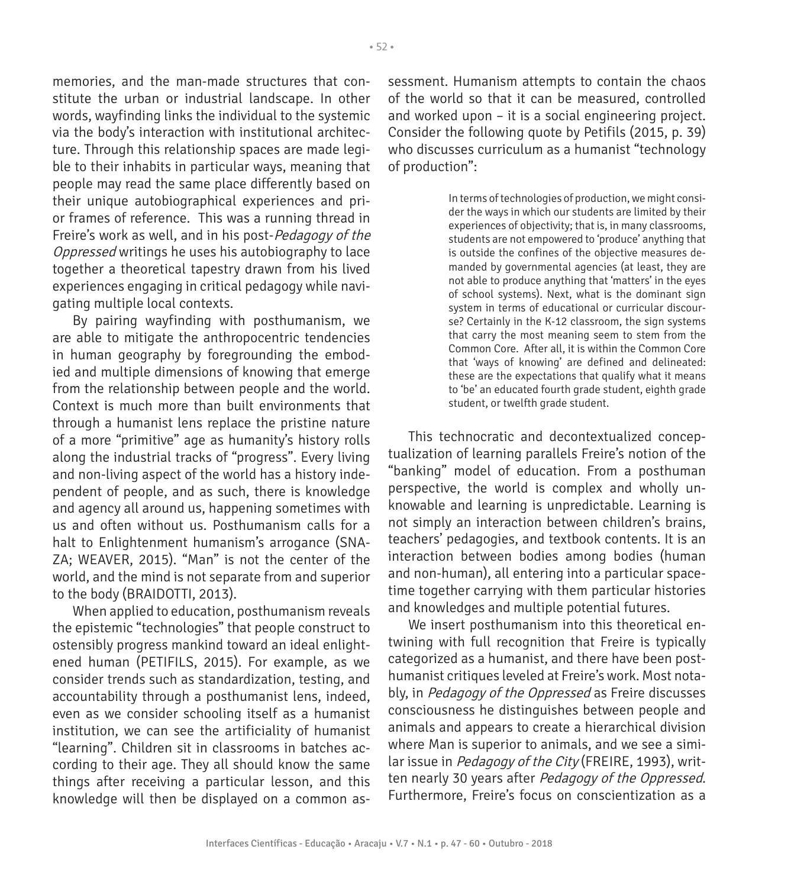memories, and the man-made structures that constitute the urban or industrial landscape. In other words, wayfinding links the individual to the systemic via the body's interaction with institutional architecture. Through this relationship spaces are made legible to their inhabits in particular ways, meaning that people may read the same place differently based on their unique autobiographical experiences and prior frames of reference. This was a running thread in Freire's work as well, and in his post-*Pedagogy of the Oppressed* writings he uses his autobiography to lace together a theoretical tapestry drawn from his lived experiences engaging in critical pedagogy while navigating multiple local contexts.

By pairing wayfinding with posthumanism, we are able to mitigate the anthropocentric tendencies in human geography by foregrounding the embodied and multiple dimensions of knowing that emerge from the relationship between people and the world. Context is much more than built environments that through a humanist lens replace the pristine nature of a more "primitive" age as humanity's history rolls along the industrial tracks of "progress". Every living and non-living aspect of the world has a history independent of people, and as such, there is knowledge and agency all around us, happening sometimes with us and often without us. Posthumanism calls for a halt to Enlightenment humanism's arrogance (SNAZA; WEAVER, 2015). "Man" is not the center of the world, and the mind is not separate from and superior to the body (BRAIDOTTI, 2013).

When applied to education, posthumanism reveals the epistemic "technologies" that people construct to ostensibly progress mankind toward an ideal enlightened human (PETIFILS, 2015). For example, as we consider trends such as standardization, testing, and accountability through a posthumanist lens, indeed, even as we consider schooling itself as a humanist institution, we can see the artificiality of humanist "learning". Children sit in classrooms in batches according to their age. They all should know the same things after receiving a particular lesson, and this knowledge will then be displayed on a common assessment. Humanism attempts to contain the chaos of the world so that it can be measured, controlled and worked upon – it is a social engineering project. Consider the following quote by Petifils (2015, p. 39) who discusses curriculum as a humanist "technology of production":

> In terms of technologies of production, we might consider the ways in which our students are limited by their experiences of objectivity; that is, in many classrooms, students are not empowered to 'produce' anything that is outside the confines of the objective measures demanded by governmental agencies (at least, they are not able to produce anything that 'matters' in the eyes of school systems). Next, what is the dominant sign system in terms of educational or curricular discourse? Certainly in the K-12 classroom, the sign systems that carry the most meaning seem to stem from the Common Core. After all, it is within the Common Core that 'ways of knowing' are defined and delineated: these are the expectations that qualify what it means to 'be' an educated fourth grade student, eighth grade student, or twelfth grade student.

This technocratic and decontextualized conceptualization of learning parallels Freire's notion of the "banking" model of education. From a posthuman perspective, the world is complex and wholly unknowable and learning is unpredictable. Learning is not simply an interaction between children's brains, teachers' pedagogies, and textbook contents. It is an interaction between bodies among bodies (human and non-human), all entering into a particular spacetime together carrying with them particular histories and knowledges and multiple potential futures.

We insert posthumanism into this theoretical entwining with full recognition that Freire is typically categorized as a humanist, and there have been posthumanist critiques leveled at Freire's work. Most notably, in *Pedagogy of the Oppressed* as Freire discusses consciousness he distinguishes between people and animals and appears to create a hierarchical division where Man is superior to animals, and we see a similar issue in *Pedagogy of the City* (FREIRE, 1993), written nearly 30 years after *Pedagogy of the Oppressed*. Furthermore, Freire's focus on conscientization as a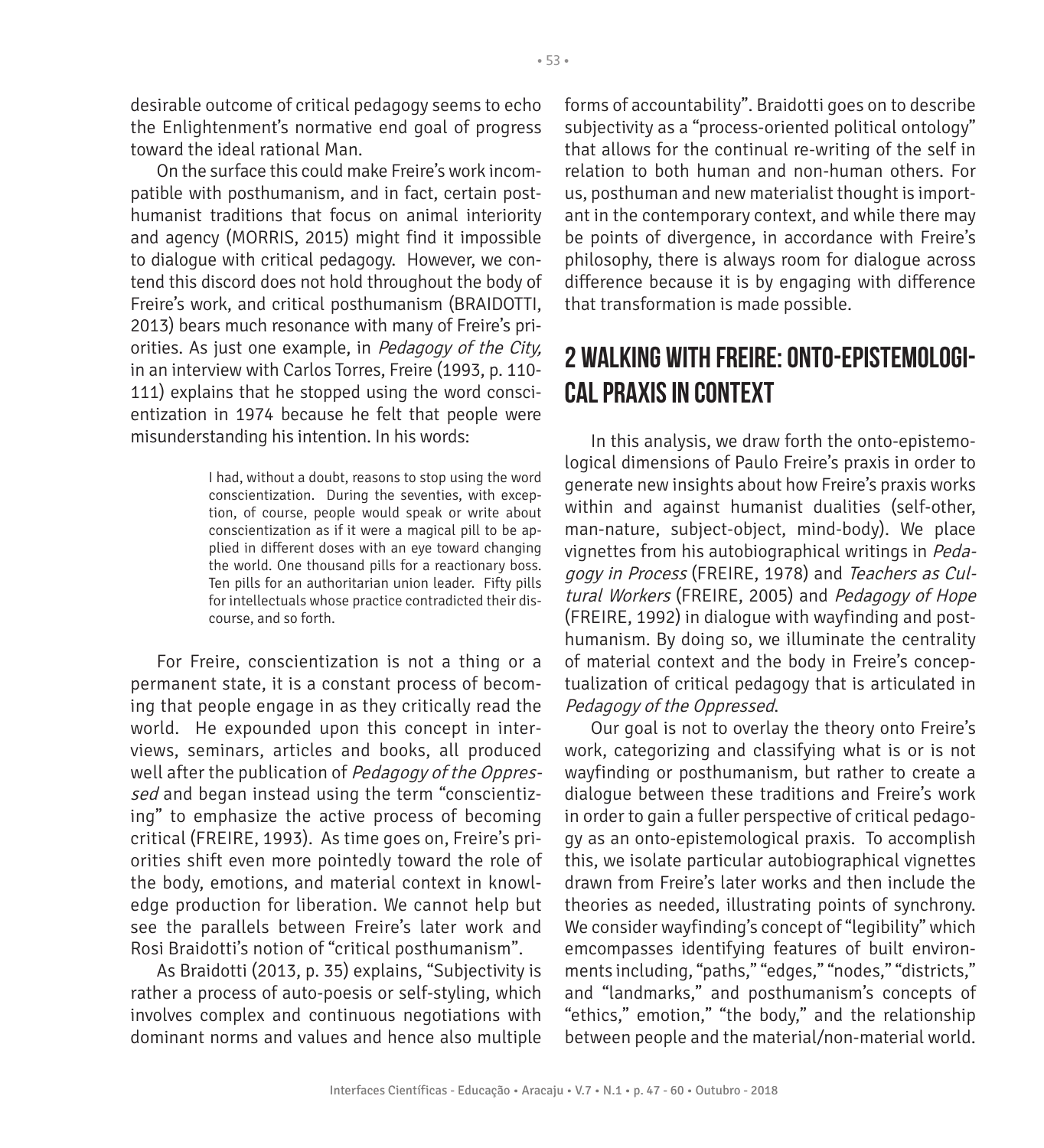desirable outcome of critical pedagogy seems to echo the Enlightenment's normative end goal of progress toward the ideal rational Man.

On the surface this could make Freire's work incompatible with posthumanism, and in fact, certain posthumanist traditions that focus on animal interiority and agency (MORRIS, 2015) might find it impossible to dialogue with critical pedagogy. However, we contend this discord does not hold throughout the body of Freire's work, and critical posthumanism (BRAIDOTTI, 2013) bears much resonance with many of Freire's priorities. As just one example, in *Pedagogy of the City,* in an interview with Carlos Torres, Freire (1993, p. 110-111) explains that he stopped using the word conscientization in 1974 because he felt that people were misunderstanding his intention. In his words:

> I had, without a doubt, reasons to stop using the word conscientization. During the seventies, with exception, of course, people would speak or write about conscientization as if it were a magical pill to be applied in different doses with an eye toward changing the world. One thousand pills for a reactionary boss. Ten pills for an authoritarian union leader. Fifty pills for intellectuals whose practice contradicted their discourse, and so forth.

For Freire, conscientization is not a thing or a permanent state, it is a constant process of becoming that people engage in as they critically read the world. He expounded upon this concept in interviews, seminars, articles and books, all produced well after the publication of *Pedagogy of the Oppressed* and began instead using the term "conscientizing" to emphasize the active process of becoming critical (FREIRE, 1993). As time goes on, Freire's priorities shift even more pointedly toward the role of the body, emotions, and material context in knowledge production for liberation. We cannot help but see the parallels between Freire's later work and Rosi Braidotti's notion of "critical posthumanism".

As Braidotti (2013, p. 35) explains, "Subjectivity is rather a process of auto-poesis or self-styling, which involves complex and continuous negotiations with dominant norms and values and hence also multiple forms of accountability". Braidotti goes on to describe subjectivity as a "process-oriented political ontology" that allows for the continual re-writing of the self in relation to both human and non-human others. For us, posthuman and new materialist thought is important in the contemporary context, and while there may be points of divergence, in accordance with Freire's philosophy, there is always room for dialogue across difference because it is by engaging with difference that transformation is made possible.

## 2 WALKING WITH FREIRE: ONTO-EPISTEMOLOGICAL PRAXIS IN CONTEXT

In this analysis, we draw forth the onto-epistemological dimensions of Paulo Freire's praxis in order to generate new insights about how Freire's praxis works within and against humanist dualities (self-other, man-nature, subject-object, mind-body). We place vignettes from his autobiographical writings in *Pedagogy in Process* (FREIRE, 1978) and *Teachers as Cultural Workers* (FREIRE, 2005) and *Pedagogy of Hope* (FREIRE, 1992) in dialogue with wayfinding and posthumanism. By doing so, we illuminate the centrality of material context and the body in Freire's conceptualization of critical pedagogy that is articulated in *Pedagogy of the Oppressed*.

Our goal is not to overlay the theory onto Freire's work, categorizing and classifying what is or is not wayfinding or posthumanism, but rather to create a dialogue between these traditions and Freire's work in order to gain a fuller perspective of critical pedagogy as an onto-epistemological praxis. To accomplish this, we isolate particular autobiographical vignettes drawn from Freire's later works and then include the theories as needed, illustrating points of synchrony. We consider wayfinding's concept of "legibility" which emcompasses identifying features of built environments including, "paths," "edges," "nodes," "districts," and "landmarks," and posthumanism's concepts of "ethics," emotion," "the body," and the relationship between people and the material/non-material world.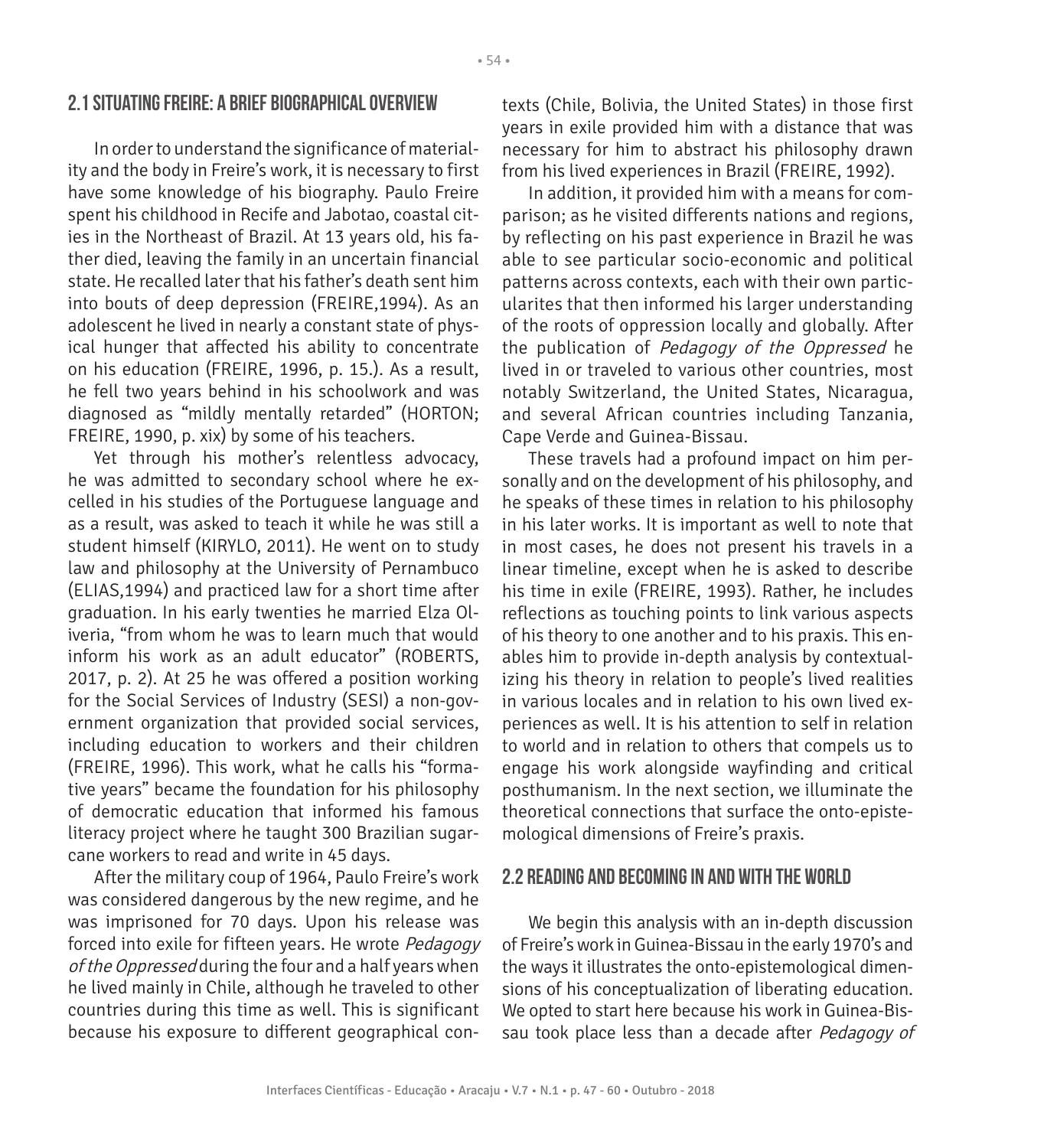## 2.1 SITUATING FREIRE: A BRIEF BIOGRAPHICAL OVERVIEW

In order to understand the significance of materiality and the body in Freire's work, it is necessary to first have some knowledge of his biography. Paulo Freire spent his childhood in Recife and Jabotao, coastal cities in the Northeast of Brazil. At 13 years old, his father died, leaving the family in an uncertain financial state. He recalled later that his father's death sent him into bouts of deep depression (FREIRE,1994). As an adolescent he lived in nearly a constant state of physical hunger that affected his ability to concentrate on his education (FREIRE, 1996, p. 15.). As a result, he fell two years behind in his schoolwork and was diagnosed as "mildly mentally retarded" (HORTON; FREIRE, 1990, p. xix) by some of his teachers.

Yet through his mother's relentless advocacy, he was admitted to secondary school where he excelled in his studies of the Portuguese language and as a result, was asked to teach it while he was still a student himself (KIRYLO, 2011). He went on to study law and philosophy at the University of Pernambuco (ELIAS,1994) and practiced law for a short time after graduation. In his early twenties he married Elza Oliveria, "from whom he was to learn much that would inform his work as an adult educator" (ROBERTS, 2017, p. 2). At 25 he was offered a position working for the Social Services of Industry (SESI) a non-government organization that provided social services, including education to workers and their children (FREIRE, 1996). This work, what he calls his "formative years" became the foundation for his philosophy of democratic education that informed his famous literacy project where he taught 300 Brazilian sugarcane workers to read and write in 45 days.

After the military coup of 1964, Paulo Freire's work was considered dangerous by the new regime, and he was imprisoned for 70 days. Upon his release was forced into exile for fifteen years. He wrote *Pedagogy of the Oppressed* during the four and a half years when he lived mainly in Chile, although he traveled to other countries during this time as well. This is significant because his exposure to different geographical contexts (Chile, Bolivia, the United States) in those first years in exile provided him with a distance that was necessary for him to abstract his philosophy drawn from his lived experiences in Brazil (FREIRE, 1992).

In addition, it provided him with a means for comparison; as he visited differents nations and regions, by reflecting on his past experience in Brazil he was able to see particular socio-economic and political patterns across contexts, each with their own particularites that then informed his larger understanding of the roots of oppression locally and globally. After the publication of *Pedagogy of the Oppressed* he lived in or traveled to various other countries, most notably Switzerland, the United States, Nicaragua, and several African countries including Tanzania, Cape Verde and Guinea-Bissau.

These travels had a profound impact on him personally and on the development of his philosophy, and he speaks of these times in relation to his philosophy in his later works. It is important as well to note that in most cases, he does not present his travels in a linear timeline, except when he is asked to describe his time in exile (FREIRE, 1993). Rather, he includes reflections as touching points to link various aspects of his theory to one another and to his praxis. This enables him to provide in-depth analysis by contextualizing his theory in relation to people's lived realities in various locales and in relation to his own lived experiences as well. It is his attention to self in relation to world and in relation to others that compels us to engage his work alongside wayfinding and critical posthumanism. In the next section, we illuminate the theoretical connections that surface the onto-epistemological dimensions of Freire's praxis.

## 2.2 READING AND BECOMING IN AND WITH THE WORLD

We begin this analysis with an in-depth discussion of Freire's work in Guinea-Bissau in the early 1970's and the ways it illustrates the onto-epistemological dimensions of his conceptualization of liberating education. We opted to start here because his work in Guinea-Bissau took place less than a decade after *Pedagogy of*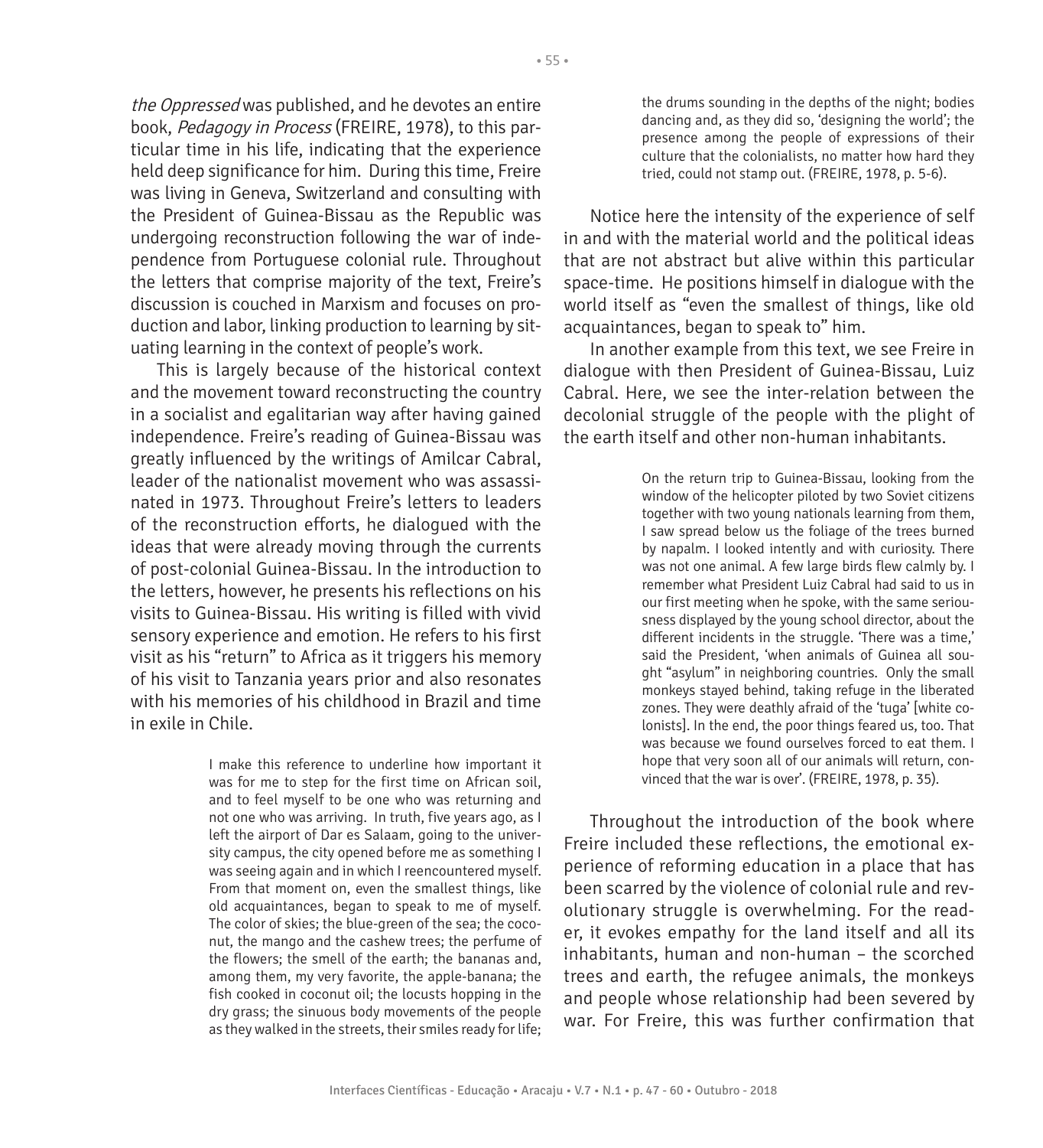*the Oppressed* was published, and he devotes an entire book, *Pedagogy in Process* (FREIRE, 1978), to this particular time in his life, indicating that the experience held deep significance for him. During this time, Freire was living in Geneva, Switzerland and consulting with the President of Guinea-Bissau as the Republic was undergoing reconstruction following the war of independence from Portuguese colonial rule. Throughout the letters that comprise majority of the text, Freire's discussion is couched in Marxism and focuses on production and labor, linking production to learning by situating learning in the context of people's work.

This is largely because of the historical context and the movement toward reconstructing the country in a socialist and egalitarian way after having gained independence. Freire's reading of Guinea-Bissau was greatly influenced by the writings of Amilcar Cabral, leader of the nationalist movement who was assassinated in 1973. Throughout Freire's letters to leaders of the reconstruction efforts, he dialogued with the ideas that were already moving through the currents of post-colonial Guinea-Bissau. In the introduction to the letters, however, he presents his reflections on his visits to Guinea-Bissau. His writing is filled with vivid sensory experience and emotion. He refers to his first visit as his "return" to Africa as it triggers his memory of his visit to Tanzania years prior and also resonates with his memories of his childhood in Brazil and time in exile in Chile.

> I make this reference to underline how important it was for me to step for the first time on African soil, and to feel myself to be one who was returning and not one who was arriving. In truth, five years ago, as I left the airport of Dar es Salaam, going to the university campus, the city opened before me as something I was seeing again and in which I reencountered myself. From that moment on, even the smallest things, like old acquaintances, began to speak to me of myself. The color of skies; the blue-green of the sea; the coconut, the mango and the cashew trees; the perfume of the flowers; the smell of the earth; the bananas and, among them, my very favorite, the apple-banana; the fish cooked in coconut oil; the locusts hopping in the dry grass; the sinuous body movements of the people as they walked in the streets, their smiles ready for life; the drums sounding in the depths of the night; bodies dancing and, as they did so, 'designing the world'; the presence among the people of expressions of their culture that the colonialists, no matter how hard they tried, could not stamp out. (FREIRE, 1978, p. 5-6).

Notice here the intensity of the experience of self in and with the material world and the political ideas that are not abstract but alive within this particular space-time. He positions himself in dialogue with the world itself as "even the smallest of things, like old acquaintances, began to speak to" him.

In another example from this text, we see Freire in dialogue with then President of Guinea-Bissau, Luiz Cabral. Here, we see the inter-relation between the decolonial struggle of the people with the plight of the earth itself and other non-human inhabitants.

> On the return trip to Guinea-Bissau, looking from the window of the helicopter piloted by two Soviet citizens together with two young nationals learning from them, I saw spread below us the foliage of the trees burned by napalm. I looked intently and with curiosity. There was not one animal. A few large birds flew calmly by. I remember what President Luiz Cabral had said to us in our first meeting when he spoke, with the same seriousness displayed by the young school director, about the different incidents in the struggle. 'There was a time,' said the President, 'when animals of Guinea all sought "asylum" in neighboring countries. Only the small monkeys stayed behind, taking refuge in the liberated zones. They were deathly afraid of the 'tuga' [white colonists]. In the end, the poor things feared us, too. That was because we found ourselves forced to eat them. I hope that very soon all of our animals will return, convinced that the war is over'. (FREIRE, 1978, p. 35).

Throughout the introduction of the book where Freire included these reflections, the emotional experience of reforming education in a place that has been scarred by the violence of colonial rule and revolutionary struggle is overwhelming. For the reader, it evokes empathy for the land itself and all its inhabitants, human and non-human – the scorched trees and earth, the refugee animals, the monkeys and people whose relationship had been severed by war. For Freire, this was further confirmation that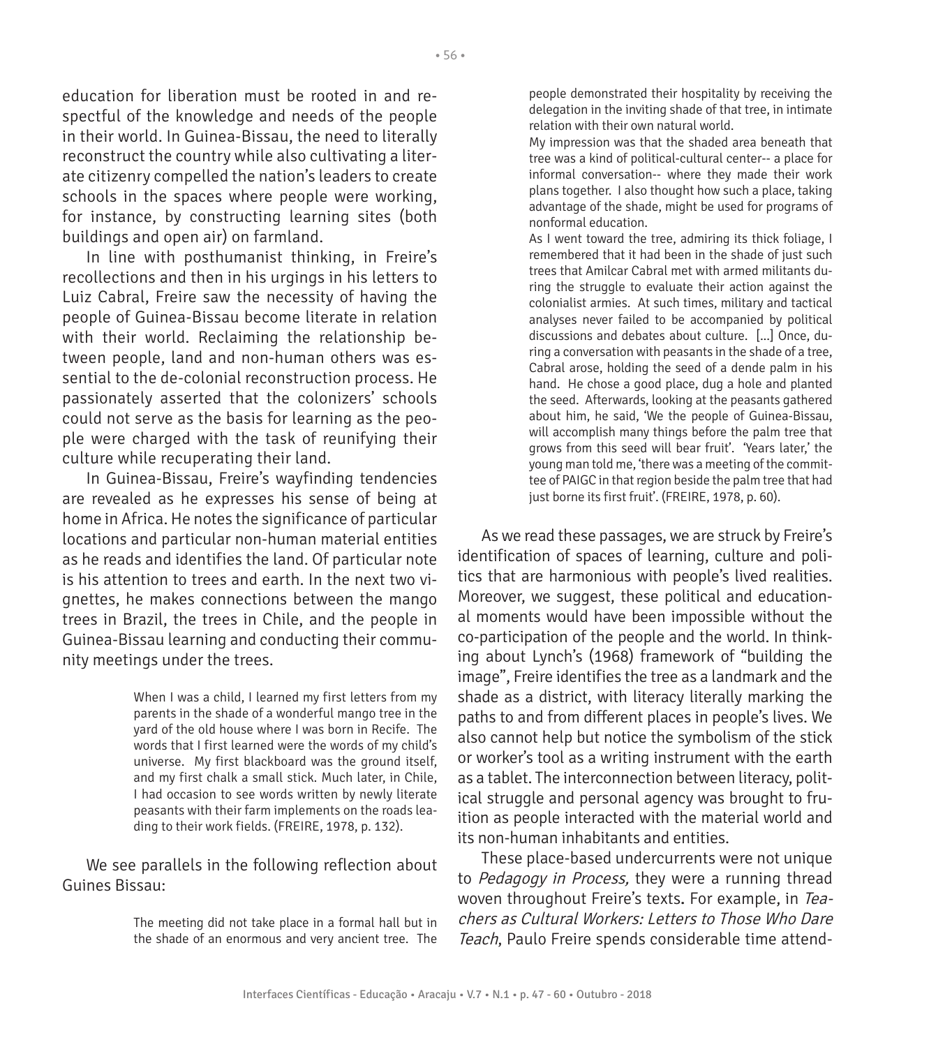education for liberation must be rooted in and respectful of the knowledge and needs of the people in their world. In Guinea-Bissau, the need to literally reconstruct the country while also cultivating a literate citizenry compelled the nation's leaders to create schools in the spaces where people were working, for instance, by constructing learning sites (both buildings and open air) on farmland.

In line with posthumanist thinking, in Freire's recollections and then in his urgings in his letters to Luiz Cabral, Freire saw the necessity of having the people of Guinea-Bissau become literate in relation with their world. Reclaiming the relationship between people, land and non-human others was essential to the de-colonial reconstruction process. He passionately asserted that the colonizers' schools could not serve as the basis for learning as the people were charged with the task of reunifying their culture while recuperating their land.

In Guinea-Bissau, Freire's wayfinding tendencies are revealed as he expresses his sense of being at home in Africa. He notes the significance of particular locations and particular non-human material entities as he reads and identifies the land. Of particular note is his attention to trees and earth. In the next two vignettes, he makes connections between the mango trees in Brazil, the trees in Chile, and the people in Guinea-Bissau learning and conducting their community meetings under the trees.

> When I was a child, I learned my first letters from my parents in the shade of a wonderful mango tree in the yard of the old house where I was born in Recife. The words that I first learned were the words of my child's universe. My first blackboard was the ground itself, and my first chalk a small stick. Much later, in Chile, I had occasion to see words written by newly literate peasants with their farm implements on the roads leading to their work fields. (FREIRE, 1978, p. 132).

We see parallels in the following reflection about Guines Bissau:

> The meeting did not take place in a formal hall but in the shade of an enormous and very ancient tree. The people demonstrated their hospitality by receiving the delegation in the inviting shade of that tree, in intimate relation with their own natural world.
>
> My impression was that the shaded area beneath that tree was a kind of political-cultural center-- a place for informal conversation-- where they made their work plans together. I also thought how such a place, taking advantage of the shade, might be used for programs of nonformal education.
>
> As I went toward the tree, admiring its thick foliage, I remembered that it had been in the shade of just such trees that Amilcar Cabral met with armed militants during the struggle to evaluate their action against the colonialist armies. At such times, military and tactical analyses never failed to be accompanied by political discussions and debates about culture. [...] Once, during a conversation with peasants in the shade of a tree, Cabral arose, holding the seed of a dende palm in his hand. He chose a good place, dug a hole and planted the seed. Afterwards, looking at the peasants gathered about him, he said, 'We the people of Guinea-Bissau, will accomplish many things before the palm tree that grows from this seed will bear fruit'. 'Years later,' the young man told me, 'there was a meeting of the committee of PAIGC in that region beside the palm tree that had just borne its first fruit'. (FREIRE, 1978, p. 60).

As we read these passages, we are struck by Freire's identification of spaces of learning, culture and politics that are harmonious with people's lived realities. Moreover, we suggest, these political and educational moments would have been impossible without the co-participation of the people and the world. In thinking about Lynch's (1968) framework of "building the image", Freire identifies the tree as a landmark and the shade as a district, with literacy literally marking the paths to and from different places in people's lives. We also cannot help but notice the symbolism of the stick or worker's tool as a writing instrument with the earth as a tablet. The interconnection between literacy, political struggle and personal agency was brought to fruition as people interacted with the material world and its non-human inhabitants and entities.

These place-based undercurrents were not unique to *Pedagogy in Process,* they were a running thread woven throughout Freire's texts. For example, in *Teachers as Cultural Workers: Letters to Those Who Dare Teach*, Paulo Freire spends considerable time attend-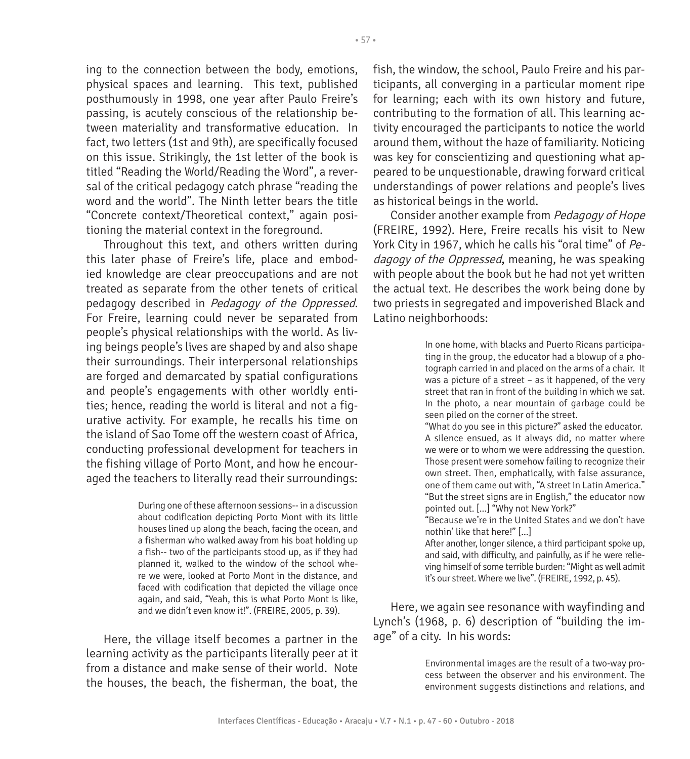ing to the connection between the body, emotions, physical spaces and learning. This text, published posthumously in 1998, one year after Paulo Freire's passing, is acutely conscious of the relationship between materiality and transformative education. In fact, two letters (1st and 9th), are specifically focused on this issue. Strikingly, the 1st letter of the book is titled "Reading the World/Reading the Word", a reversal of the critical pedagogy catch phrase "reading the word and the world". The Ninth letter bears the title "Concrete context/Theoretical context," again positioning the material context in the foreground.

Throughout this text, and others written during this later phase of Freire's life, place and embodied knowledge are clear preoccupations and are not treated as separate from the other tenets of critical pedagogy described in *Pedagogy of the Oppressed*. For Freire, learning could never be separated from people's physical relationships with the world. As living beings people's lives are shaped by and also shape their surroundings. Their interpersonal relationships are forged and demarcated by spatial configurations and people's engagements with other worldly entities; hence, reading the world is literal and not a figurative activity. For example, he recalls his time on the island of Sao Tome off the western coast of Africa, conducting professional development for teachers in the fishing village of Porto Mont, and how he encouraged the teachers to literally read their surroundings:

> During one of these afternoon sessions-- in a discussion about codification depicting Porto Mont with its little houses lined up along the beach, facing the ocean, and a fisherman who walked away from his boat holding up a fish-- two of the participants stood up, as if they had planned it, walked to the window of the school where we were, looked at Porto Mont in the distance, and faced with codification that depicted the village once again, and said, "Yeah, this is what Porto Mont is like, and we didn't even know it!". (FREIRE, 2005, p. 39).

Here, the village itself becomes a partner in the learning activity as the participants literally peer at it from a distance and make sense of their world. Note the houses, the beach, the fisherman, the boat, the fish, the window, the school, Paulo Freire and his participants, all converging in a particular moment ripe for learning; each with its own history and future, contributing to the formation of all. This learning activity encouraged the participants to notice the world around them, without the haze of familiarity. Noticing was key for conscientizing and questioning what appeared to be unquestionable, drawing forward critical understandings of power relations and people's lives as historical beings in the world.

Consider another example from *Pedagogy of Hope* (FREIRE, 1992). Here, Freire recalls his visit to New York City in 1967, which he calls his "oral time" of *Pedagogy of the Oppressed,* meaning, he was speaking with people about the book but he had not yet written the actual text. He describes the work being done by two priests in segregated and impoverished Black and Latino neighborhoods:

> In one home, with blacks and Puerto Ricans participating in the group, the educator had a blowup of a photograph carried in and placed on the arms of a chair. It was a picture of a street – as it happened, of the very street that ran in front of the building in which we sat. In the photo, a near mountain of garbage could be seen piled on the corner of the street.
> "What do you see in this picture?" asked the educator.
> A silence ensued, as it always did, no matter where we were or to whom we were addressing the question. Those present were somehow failing to recognize their own street. Then, emphatically, with false assurance, one of them came out with, "A street in Latin America."
> "But the street signs are in English," the educator now pointed out. [...] "Why not New York?"
> "Because we're in the United States and we don't have nothin' like that here!" [...]
> After another, longer silence, a third participant spoke up, and said, with difficulty, and painfully, as if he were relieving himself of some terrible burden: "Might as well admit it's our street. Where we live". (FREIRE, 1992, p. 45).

Here, we again see resonance with wayfinding and Lynch's (1968, p. 6) description of "building the image" of a city. In his words:

> Environmental images are the result of a two-way process between the observer and his environment. The environment suggests distinctions and relations, and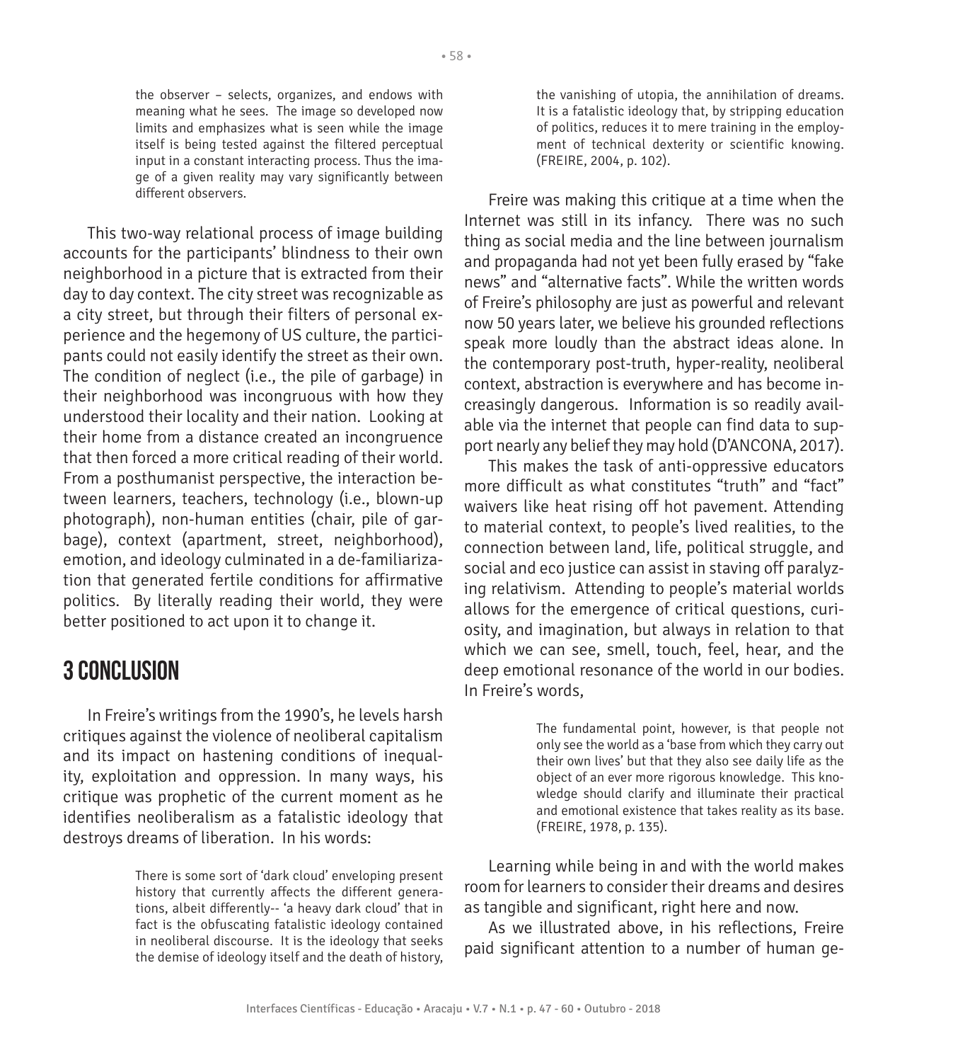> the observer – selects, organizes, and endows with meaning what he sees. The image so developed now limits and emphasizes what is seen while the image itself is being tested against the filtered perceptual input in a constant interacting process. Thus the image of a given reality may vary significantly between different observers.

This two-way relational process of image building accounts for the participants' blindness to their own neighborhood in a picture that is extracted from their day to day context. The city street was recognizable as a city street, but through their filters of personal experience and the hegemony of US culture, the participants could not easily identify the street as their own. The condition of neglect (i.e., the pile of garbage) in their neighborhood was incongruous with how they understood their locality and their nation. Looking at their home from a distance created an incongruence that then forced a more critical reading of their world. From a posthumanist perspective, the interaction between learners, teachers, technology (i.e., blown-up photograph), non-human entities (chair, pile of garbage), context (apartment, street, neighborhood), emotion, and ideology culminated in a de-familiarization that generated fertile conditions for affirmative politics. By literally reading their world, they were better positioned to act upon it to change it.

## 3 CONCLUSION

In Freire's writings from the 1990's, he levels harsh critiques against the violence of neoliberal capitalism and its impact on hastening conditions of inequality, exploitation and oppression. In many ways, his critique was prophetic of the current moment as he identifies neoliberalism as a fatalistic ideology that destroys dreams of liberation. In his words:

> There is some sort of 'dark cloud' enveloping present history that currently affects the different generations, albeit differently-- 'a heavy dark cloud' that in fact is the obfuscating fatalistic ideology contained in neoliberal discourse. It is the ideology that seeks the demise of ideology itself and the death of history, the vanishing of utopia, the annihilation of dreams. It is a fatalistic ideology that, by stripping education of politics, reduces it to mere training in the employment of technical dexterity or scientific knowing. (FREIRE, 2004, p. 102).

Freire was making this critique at a time when the Internet was still in its infancy. There was no such thing as social media and the line between journalism and propaganda had not yet been fully erased by "fake news" and "alternative facts". While the written words of Freire's philosophy are just as powerful and relevant now 50 years later, we believe his grounded reflections speak more loudly than the abstract ideas alone. In the contemporary post-truth, hyper-reality, neoliberal context, abstraction is everywhere and has become increasingly dangerous. Information is so readily available via the internet that people can find data to support nearly any belief they may hold (D'ANCONA, 2017).

This makes the task of anti-oppressive educators more difficult as what constitutes "truth" and "fact" waivers like heat rising off hot pavement. Attending to material context, to people's lived realities, to the connection between land, life, political struggle, and social and eco justice can assist in staving off paralyzing relativism. Attending to people's material worlds allows for the emergence of critical questions, curiosity, and imagination, but always in relation to that which we can see, smell, touch, feel, hear, and the deep emotional resonance of the world in our bodies. In Freire's words,

> The fundamental point, however, is that people not only see the world as a 'base from which they carry out their own lives' but that they also see daily life as the object of an ever more rigorous knowledge. This knowledge should clarify and illuminate their practical and emotional existence that takes reality as its base. (FREIRE, 1978, p. 135).

Learning while being in and with the world makes room for learners to consider their dreams and desires as tangible and significant, right here and now.

As we illustrated above, in his reflections, Freire paid significant attention to a number of human ge-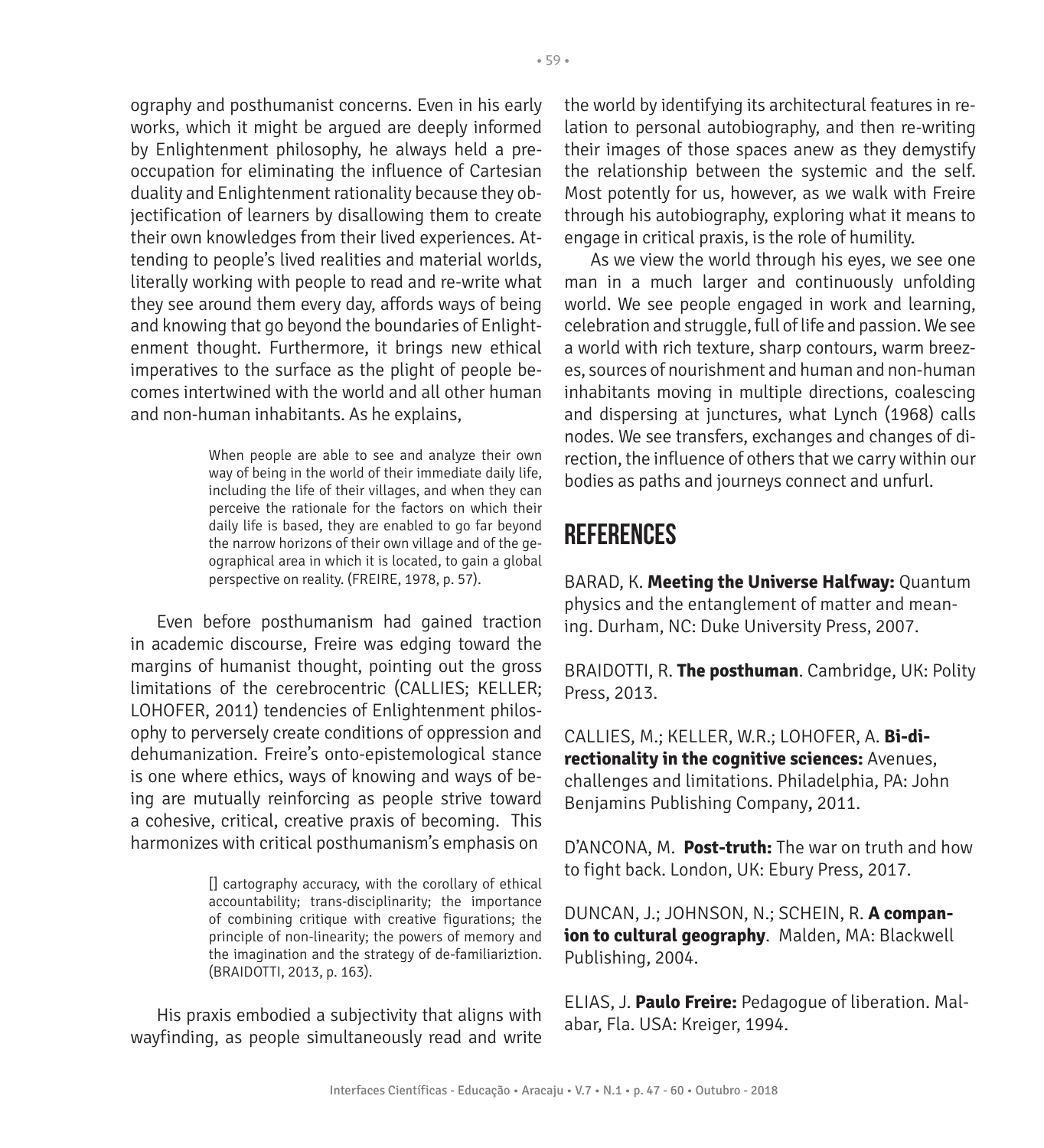ography and posthumanist concerns. Even in his early works, which it might be argued are deeply informed by Enlightenment philosophy, he always held a preoccupation for eliminating the influence of Cartesian duality and Enlightenment rationality because they objectification of learners by disallowing them to create their own knowledges from their lived experiences. Attending to people's lived realities and material worlds, literally working with people to read and re-write what they see around them every day, affords ways of being and knowing that go beyond the boundaries of Enlightenment thought. Furthermore, it brings new ethical imperatives to the surface as the plight of people becomes intertwined with the world and all other human and non-human inhabitants. As he explains,

> When people are able to see and analyze their own way of being in the world of their immediate daily life, including the life of their villages, and when they can perceive the rationale for the factors on which their daily life is based, they are enabled to go far beyond the narrow horizons of their own village and of the geographical area in which it is located, to gain a global perspective on reality. (FREIRE, 1978, p. 57).

Even before posthumanism had gained traction in academic discourse, Freire was edging toward the margins of humanist thought, pointing out the gross limitations of the cerebrocentric (CALLIES; KELLER; LOHOFER, 2011) tendencies of Enlightenment philosophy to perversely create conditions of oppression and dehumanization. Freire's onto-epistemological stance is one where ethics, ways of knowing and ways of being are mutually reinforcing as people strive toward a cohesive, critical, creative praxis of becoming. This harmonizes with critical posthumanism's emphasis on

> [] cartography accuracy, with the corollary of ethical accountability; trans-disciplinarity; the importance of combining critique with creative figurations; the principle of non-linearity; the powers of memory and the imagination and the strategy of de-familiariztion. (BRAIDOTTI, 2013, p. 163).

His praxis embodied a subjectivity that aligns with wayfinding, as people simultaneously read and write the world by identifying its architectural features in relation to personal autobiography, and then re-writing their images of those spaces anew as they demystify the relationship between the systemic and the self. Most potently for us, however, as we walk with Freire through his autobiography, exploring what it means to engage in critical praxis, is the role of humility.

As we view the world through his eyes, we see one man in a much larger and continuously unfolding world. We see people engaged in work and learning, celebration and struggle, full of life and passion. We see a world with rich texture, sharp contours, warm breezes, sources of nourishment and human and non-human inhabitants moving in multiple directions, coalescing and dispersing at junctures, what Lynch (1968) calls nodes. We see transfers, exchanges and changes of direction, the influence of others that we carry within our bodies as paths and journeys connect and unfurl.

## REFERENCES

BARAD, K. **Meeting the Universe Halfway:** Quantum physics and the entanglement of matter and meaning. Durham, NC: Duke University Press, 2007.

BRAIDOTTI, R. **The posthuman**. Cambridge, UK: Polity Press, 2013.

CALLIES, M.; KELLER, W.R.; LOHOFER, A. **Bi-directionality in the cognitive sciences:** Avenues, challenges and limitations. Philadelphia, PA: John Benjamins Publishing Company, 2011.

D'ANCONA, M. **Post-truth:** The war on truth and how to fight back. London, UK: Ebury Press, 2017.

DUNCAN, J.; JOHNSON, N.; SCHEIN, R. **A companion to cultural geography**. Malden, MA: Blackwell Publishing, 2004.

ELIAS, J. **Paulo Freire:** Pedagogue of liberation. Malabar, Fla. USA: Kreiger, 1994.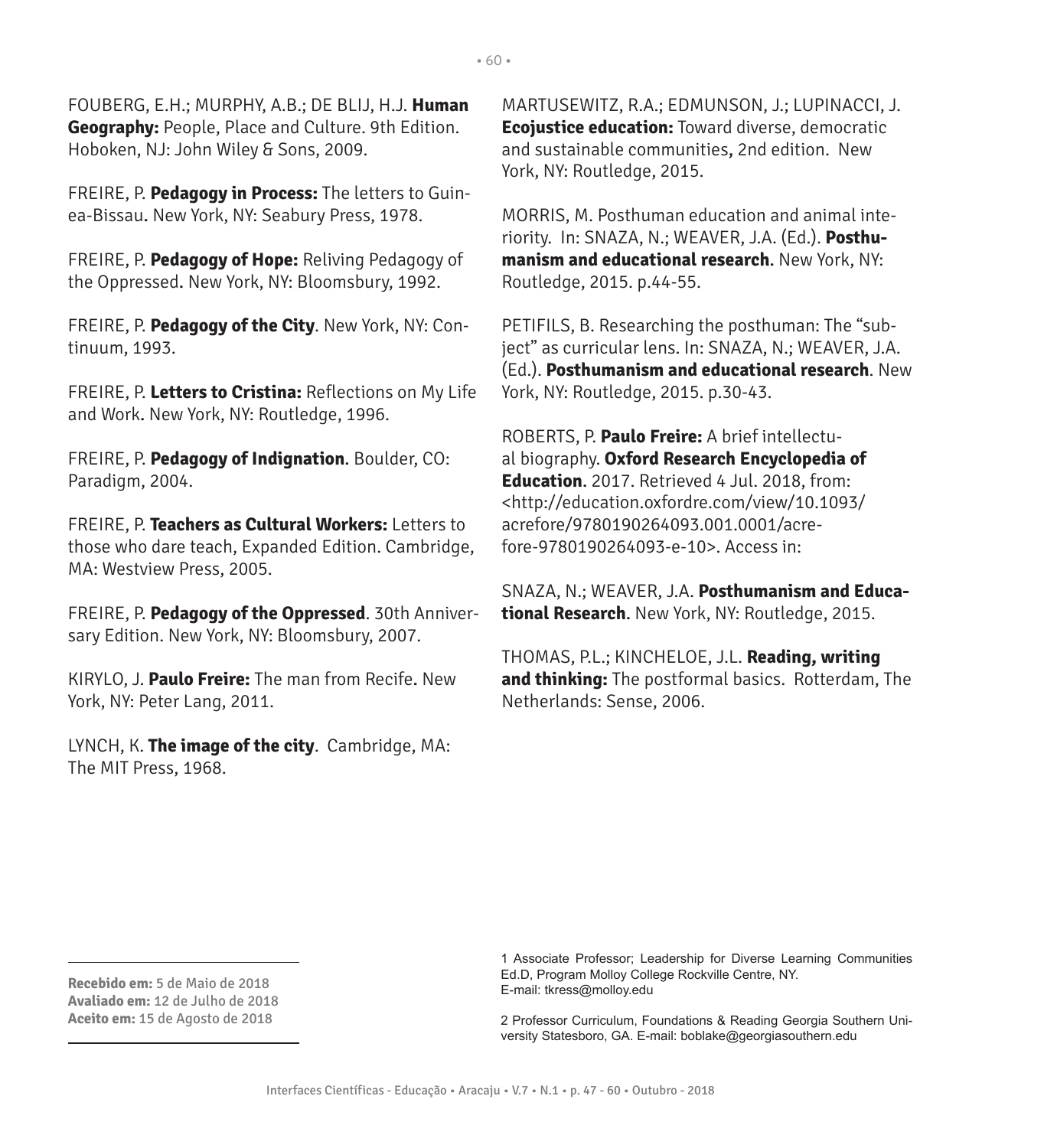FOUBERG, E.H.; MURPHY, A.B.; DE BLIJ, H.J. **Human Geography:** People, Place and Culture. 9th Edition. Hoboken, NJ: John Wiley & Sons, 2009.

FREIRE, P. **Pedagogy in Process:** The letters to Guinea-Bissau. New York, NY: Seabury Press, 1978.

FREIRE, P. **Pedagogy of Hope:** Reliving Pedagogy of the Oppressed. New York, NY: Bloomsbury, 1992.

FREIRE, P. **Pedagogy of the City**. New York, NY: Continuum, 1993.

FREIRE, P. **Letters to Cristina:** Reflections on My Life and Work. New York, NY: Routledge, 1996.

FREIRE, P. **Pedagogy of Indignation**. Boulder, CO: Paradigm, 2004.

FREIRE, P. **Teachers as Cultural Workers:** Letters to those who dare teach, Expanded Edition. Cambridge, MA: Westview Press, 2005.

FREIRE, P. **Pedagogy of the Oppressed**. 30th Anniversary Edition. New York, NY: Bloomsbury, 2007.

KIRYLO, J. **Paulo Freire:** The man from Recife. New York, NY: Peter Lang, 2011.

LYNCH, K. **The image of the city**. Cambridge, MA: The MIT Press, 1968.

MARTUSEWITZ, R.A.; EDMUNSON, J.; LUPINACCI, J. **Ecojustice education:** Toward diverse, democratic and sustainable communities, 2nd edition. New York, NY: Routledge, 2015.

MORRIS, M. Posthuman education and animal interiority. In: SNAZA, N.; WEAVER, J.A. (Ed.). **Posthumanism and educational research**. New York, NY: Routledge, 2015. p.44-55.

PETIFILS, B. Researching the posthuman: The "subject" as curricular lens. In: SNAZA, N.; WEAVER, J.A. (Ed.). **Posthumanism and educational research**. New York, NY: Routledge, 2015. p.30-43.

ROBERTS, P. **Paulo Freire:** A brief intellectual biography. **Oxford Research Encyclopedia of Education**. 2017. Retrieved 4 Jul. 2018, from: <http://education.oxfordre.com/view/10.1093/acrefore/9780190264093.001.0001/acrefore-9780190264093-e-10>. Access in:

SNAZA, N.; WEAVER, J.A. **Posthumanism and Educational Research**. New York, NY: Routledge, 2015.

THOMAS, P.L.; KINCHELOE, J.L. **Reading, writing and thinking:** The postformal basics. Rotterdam, The Netherlands: Sense, 2006.

---

**Recebido em:** 5 de Maio de 2018
**Avaliado em:** 12 de Julho de 2018
**Aceito em:** 15 de Agosto de 2018

---

1 Associate Professor; Leadership for Diverse Learning Communities Ed.D, Program Molloy College Rockville Centre, NY. E-mail: tkress@molloy.edu

2 Professor Curriculum, Foundations & Reading Georgia Southern University Statesboro, GA. E-mail: boblake@georgiasouthern.edu